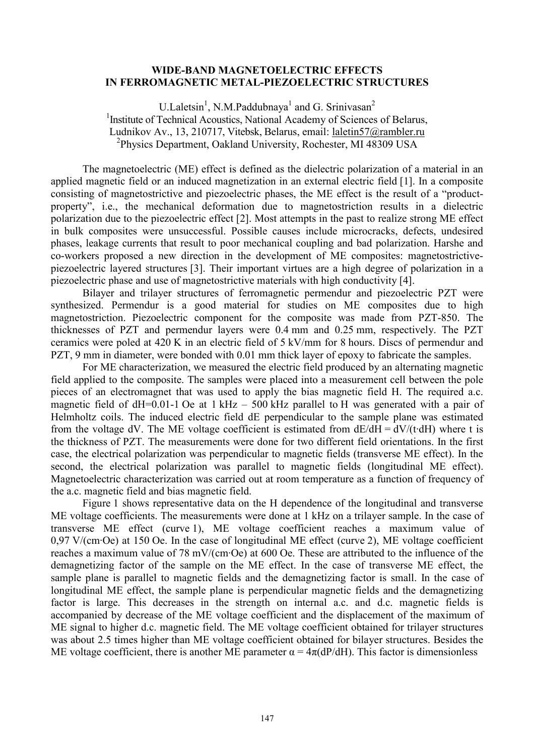# WIDE-BAND MAGNETOELECTRIC EFFECTS IN FERROMAGNETIC METAL-PIEZOELECTRIC STRUCTURES

U.Laletsin[1], N.M.Paddubnaya[1] and G. Srinivasan[2]

[1]Institute of Technical Acoustics, National Academy of Sciences of Belarus, Ludnikov Av., 13, 210717, Vitebsk, Belarus, email: laletin57@rambler.ru

[2]Physics Department, Oakland University, Rochester, MI 48309 USA

The magnetoelectric (ME) effect is defined as the dielectric polarization of a material in an applied magnetic field or an induced magnetization in an external electric field [1]. In a composite consisting of magnetostrictive and piezoelectric phases, the ME effect is the result of a "product-property", i.e., the mechanical deformation due to magnetostriction results in a dielectric polarization due to the piezoelectric effect [2]. Most attempts in the past to realize strong ME effect in bulk composites were unsuccessful. Possible causes include microcracks, defects, undesired phases, leakage currents that result to poor mechanical coupling and bad polarization. Harshe and co-workers proposed a new direction in the development of ME composites: magnetostrictive-piezoelectric layered structures [3]. Their important virtues are a high degree of polarization in a piezoelectric phase and use of magnetostrictive materials with high conductivity [4].

Bilayer and trilayer structures of ferromagnetic permendur and piezoelectric PZT were synthesized. Permendur is a good material for studies on ME composites due to high magnetostriction. Piezoelectric component for the composite was made from PZT-850. The thicknesses of PZT and permendur layers were 0.4 mm and 0.25 mm, respectively. The PZT ceramics were poled at 420 K in an electric field of 5 kV/mm for 8 hours. Discs of permendur and PZT, 9 mm in diameter, were bonded with 0.01 mm thick layer of epoxy to fabricate the samples.

For ME characterization, we measured the electric field produced by an alternating magnetic field applied to the composite. The samples were placed into a measurement cell between the pole pieces of an electromagnet that was used to apply the bias magnetic field H. The required a.c. magnetic field of dH=0.01-1 Oe at 1 kHz – 500 kHz parallel to H was generated with a pair of Helmholtz coils. The induced electric field dE perpendicular to the sample plane was estimated from the voltage dV. The ME voltage coefficient is estimated from $dE/dH = dV/(t \cdot dH)$ where t is the thickness of PZT. The measurements were done for two different field orientations. In the first case, the electrical polarization was perpendicular to magnetic fields (transverse ME effect). In the second, the electrical polarization was parallel to magnetic fields (longitudinal ME effect). Magnetoelectric characterization was carried out at room temperature as a function of frequency of the a.c. magnetic field and bias magnetic field.

Figure 1 shows representative data on the H dependence of the longitudinal and transverse ME voltage coefficients. The measurements were done at 1 kHz on a trilayer sample. In the case of transverse ME effect (curve 1), ME voltage coefficient reaches a maximum value of 0,97 V/(cm·Oe) at 150 Oe. In the case of longitudinal ME effect (curve 2), ME voltage coefficient reaches a maximum value of 78 mV/(cm·Oe) at 600 Oe. These are attributed to the influence of the demagnetizing factor of the sample on the ME effect. In the case of transverse ME effect, the sample plane is parallel to magnetic fields and the demagnetizing factor is small. In the case of longitudinal ME effect, the sample plane is perpendicular magnetic fields and the demagnetizing factor is large. This decreases in the strength on internal a.c. and d.c. magnetic fields is accompanied by decrease of the ME voltage coefficient and the displacement of the maximum of ME signal to higher d.c. magnetic field. The ME voltage coefficient obtained for trilayer structures was about 2.5 times higher than ME voltage coefficient obtained for bilayer structures. Besides the ME voltage coefficient, there is another ME parameter $\alpha = 4\pi(dP/dH)$. This factor is dimensionless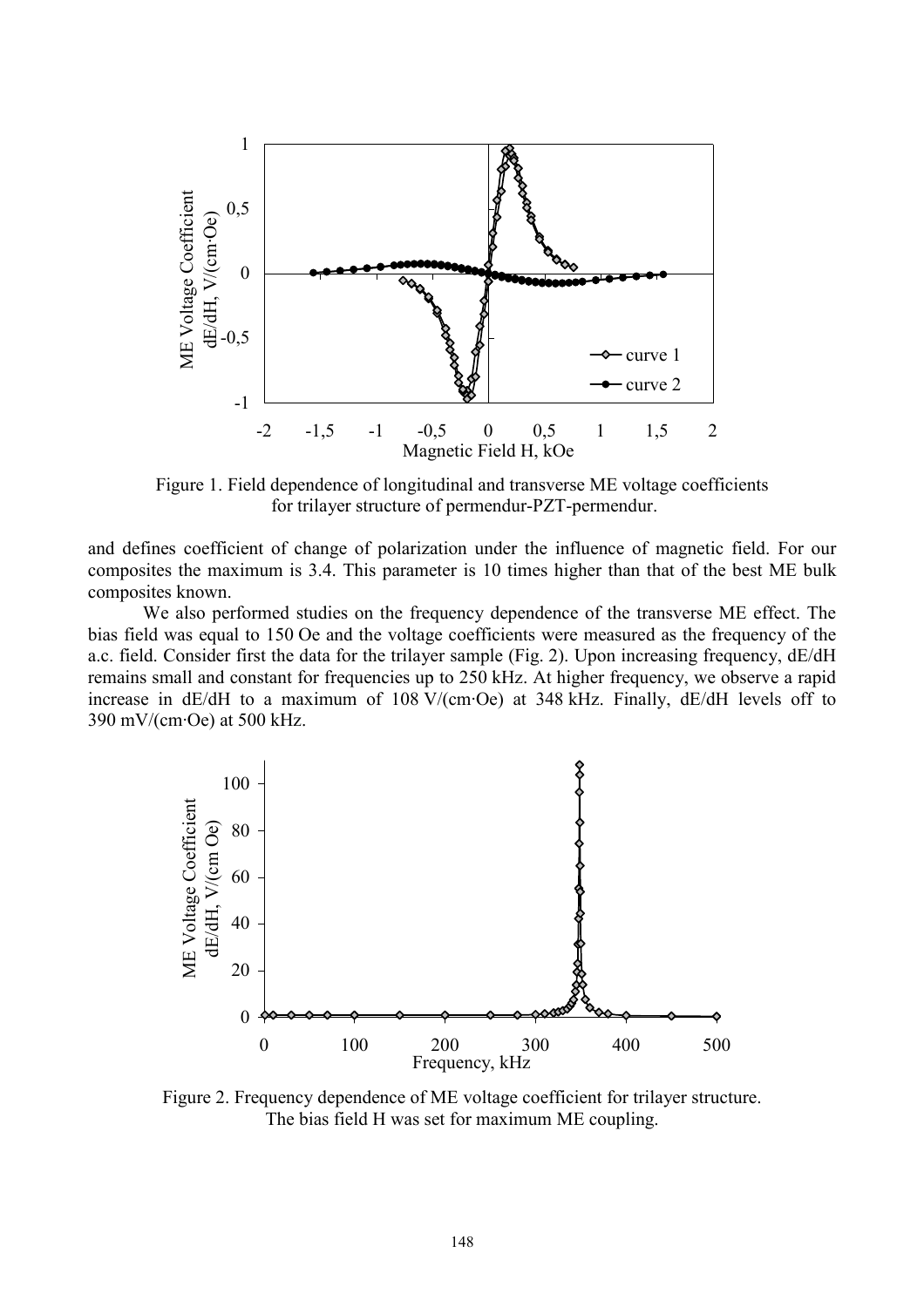ME Voltage Coefficient
dE/dH, V/(cm·Oe)

1
0,5
0
-0,5
-1

-2 -1,5 -1 -0,5 0 0,5 1 1,5 2
Magnetic Field H, kOe

curve 1
curve 2

Figure 1. Field dependence of longitudinal and transverse ME voltage coefficients for trilayer structure of permendur-PZT-permendur.

and defines coefficient of change of polarization under the influence of magnetic field. For our composites the maximum is 3.4. This parameter is 10 times higher than that of the best ME bulk composites known.

We also performed studies on the frequency dependence of the transverse ME effect. The bias field was equal to 150 Oe and the voltage coefficients were measured as the frequency of the a.c. field. Consider first the data for the trilayer sample (Fig. 2). Upon increasing frequency, dE/dH remains small and constant for frequencies up to 250 kHz. At higher frequency, we observe a rapid increase in dE/dH to a maximum of 108 V/(cm·Oe) at 348 kHz. Finally, dE/dH levels off to 390 mV/(cm·Oe) at 500 kHz.

ME Voltage Coefficient
dE/dH, V/(cm Oe)

100
80
60
40
20
0

0 100 200 300 400 500
Frequency, kHz

Figure 2. Frequency dependence of ME voltage coefficient for trilayer structure. The bias field H was set for maximum ME coupling.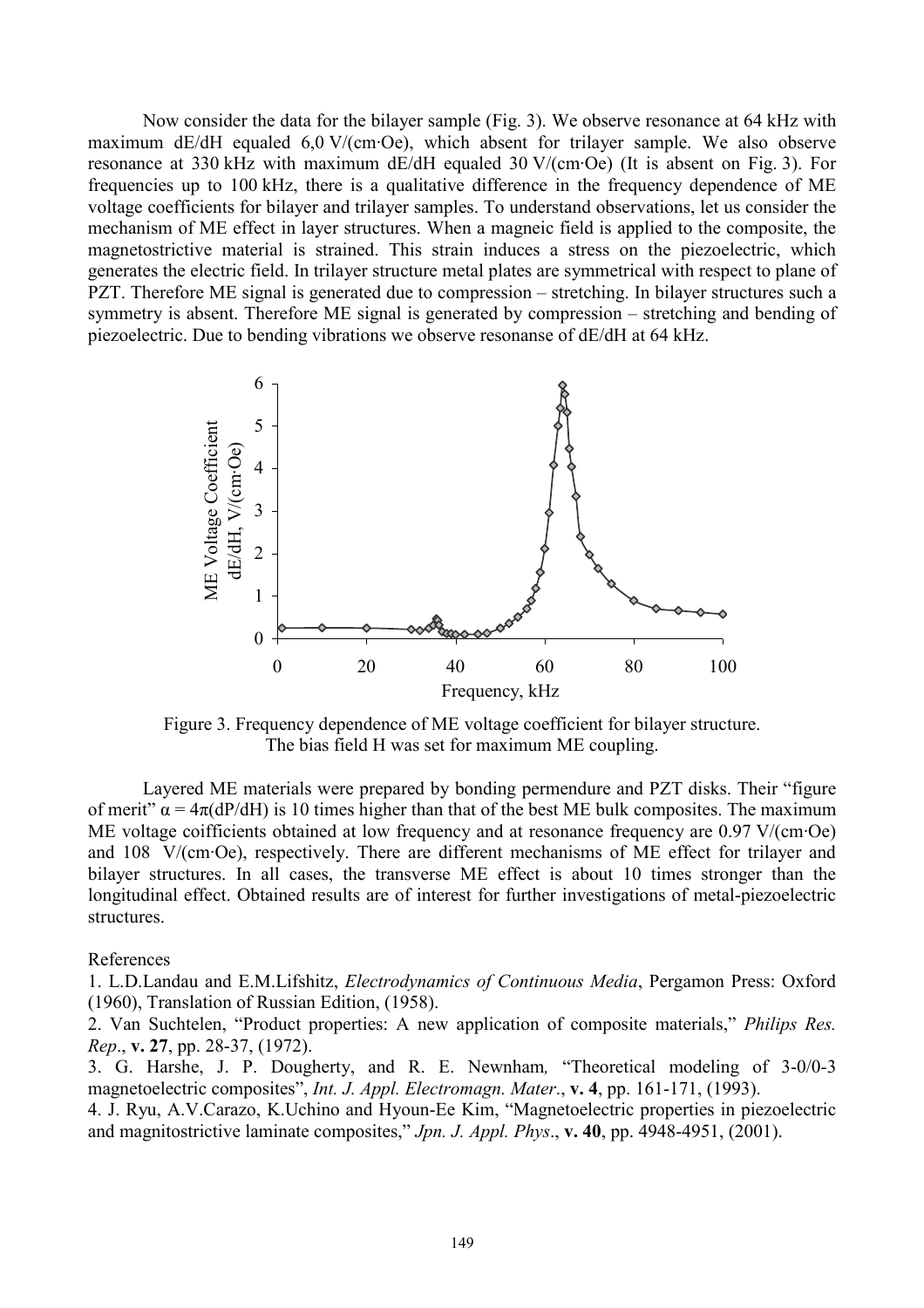Now consider the data for the bilayer sample (Fig. 3). We observe resonance at 64 kHz with maximum dE/dH equaled 6,0 V/(cm·Oe), which absent for trilayer sample. We also observe resonance at 330 kHz with maximum dE/dH equaled 30 V/(cm·Oe) (It is absent on Fig. 3). For frequencies up to 100 kHz, there is a qualitative difference in the frequency dependence of ME voltage coefficients for bilayer and trilayer samples. To understand observations, let us consider the mechanism of ME effect in layer structures. When a magneic field is applied to the composite, the magnetostrictive material is strained. This strain induces a stress on the piezoelectric, which generates the electric field. In trilayer structure metal plates are symmetrical with respect to plane of PZT. Therefore ME signal is generated due to compression – stretching. In bilayer structures such a symmetry is absent. Therefore ME signal is generated by compression – stretching and bending of piezoelectric. Due to bending vibrations we observe resonanse of dE/dH at 64 kHz.

ME Voltage Coefficient dE/dH, V/(cm·Oe)

0
1
2
3
4
5
6

0
20
40
60
80
100

Frequency, kHz

Figure 3. Frequency dependence of ME voltage coefficient for bilayer structure. The bias field H was set for maximum ME coupling.

Layered ME materials were prepared by bonding permendure and PZT disks. Their "figure of merit" $\alpha = 4\pi(dP/dH)$ is 10 times higher than that of the best ME bulk composites. The maximum ME voltage coifficients obtained at low frequency and at resonance frequency are 0.97 V/(cm·Oe) and 108 V/(cm·Oe), respectively. There are different mechanisms of ME effect for trilayer and bilayer structures. In all cases, the transverse ME effect is about 10 times stronger than the longitudinal effect. Obtained results are of interest for further investigations of metal-piezoelectric structures.

References

1. L.D.Landau and E.M.Lifshitz, *Electrodynamics of Continuous Media*, Pergamon Press: Oxford (1960), Translation of Russian Edition, (1958).
2. Van Suchtelen, "Product properties: A new application of composite materials," *Philips Res. Rep*., **v. 27**, pp. 28-37, (1972).
3. G. Harshe, J. P. Dougherty, and R. E. Newnham, "Theoretical modeling of 3-0/0-3 magnetoelectric composites", *Int. J. Appl. Electromagn. Mater*., **v. 4**, pp. 161-171, (1993).
4. J. Ryu, A.V.Carazo, K.Uchino and Hyoun-Ee Kim, "Magnetoelectric properties in piezoelectric and magnitostrictive laminate composites," *Jpn. J. Appl. Phys*., **v. 40**, pp. 4948-4951, (2001).